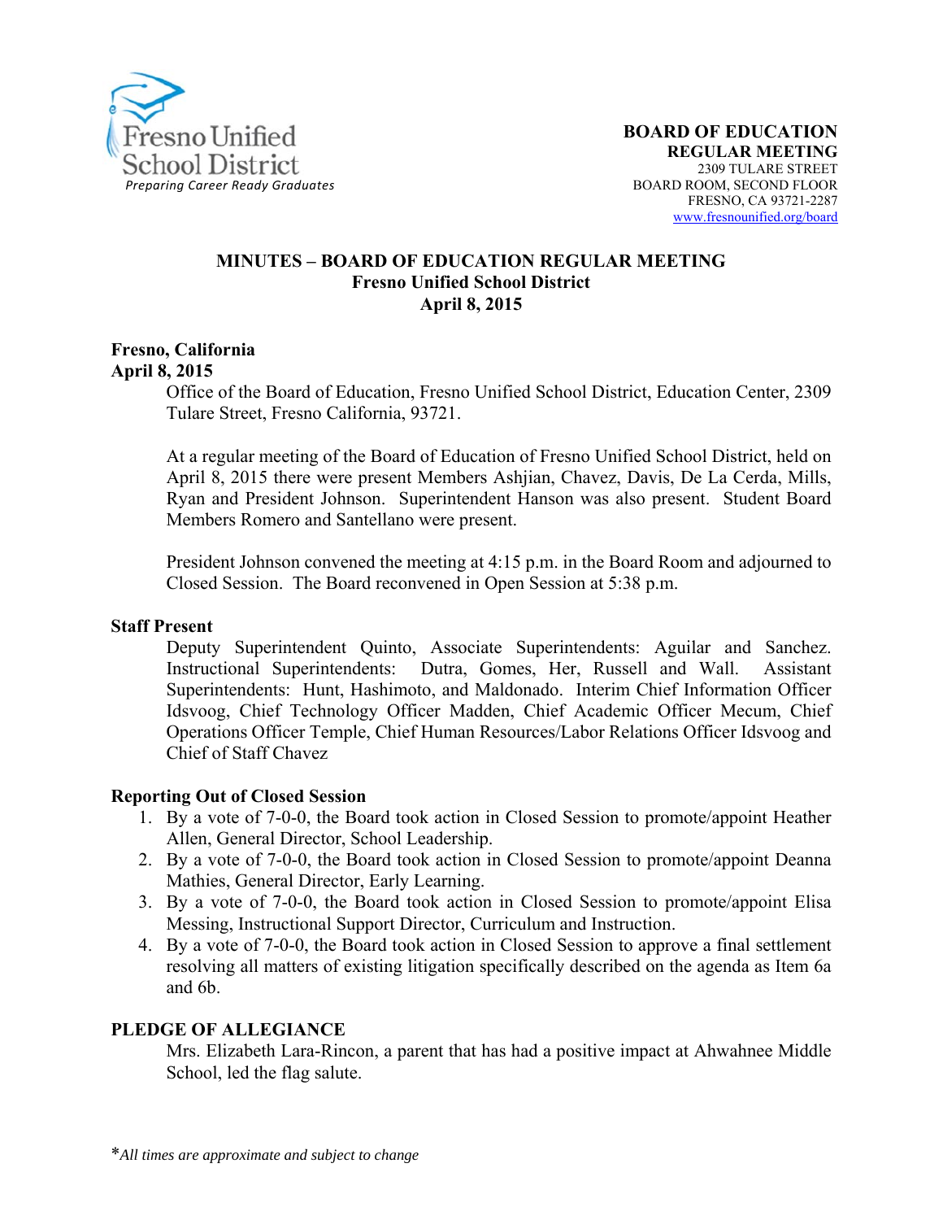Fresno Unified School District
*Preparing Career Ready Graduates*

**BOARD OF EDUCATION**
**REGULAR MEETING**
2309 TULARE STREET
BOARD ROOM, SECOND FLOOR
FRESNO, CA 93721-2287
www.fresnounified.org/board

## MINUTES – BOARD OF EDUCATION REGULAR MEETING
### Fresno Unified School District
### April 8, 2015

**Fresno, California**
**April 8, 2015**

Office of the Board of Education, Fresno Unified School District, Education Center, 2309 Tulare Street, Fresno California, 93721.

At a regular meeting of the Board of Education of Fresno Unified School District, held on April 8, 2015 there were present Members Ashjian, Chavez, Davis, De La Cerda, Mills, Ryan and President Johnson. Superintendent Hanson was also present. Student Board Members Romero and Santellano were present.

President Johnson convened the meeting at 4:15 p.m. in the Board Room and adjourned to Closed Session. The Board reconvened in Open Session at 5:38 p.m.

**Staff Present**

Deputy Superintendent Quinto, Associate Superintendents: Aguilar and Sanchez. Instructional Superintendents: Dutra, Gomes, Her, Russell and Wall. Assistant Superintendents: Hunt, Hashimoto, and Maldonado. Interim Chief Information Officer Idsvoog, Chief Technology Officer Madden, Chief Academic Officer Mecum, Chief Operations Officer Temple, Chief Human Resources/Labor Relations Officer Idsvoog and Chief of Staff Chavez

**Reporting Out of Closed Session**

1. By a vote of 7-0-0, the Board took action in Closed Session to promote/appoint Heather Allen, General Director, School Leadership.
2. By a vote of 7-0-0, the Board took action in Closed Session to promote/appoint Deanna Mathies, General Director, Early Learning.
3. By a vote of 7-0-0, the Board took action in Closed Session to promote/appoint Elisa Messing, Instructional Support Director, Curriculum and Instruction.
4. By a vote of 7-0-0, the Board took action in Closed Session to approve a final settlement resolving all matters of existing litigation specifically described on the agenda as Item 6a and 6b.

**PLEDGE OF ALLEGIANCE**

Mrs. Elizabeth Lara-Rincon, a parent that has had a positive impact at Ahwahnee Middle School, led the flag salute.

*\*All times are approximate and subject to change*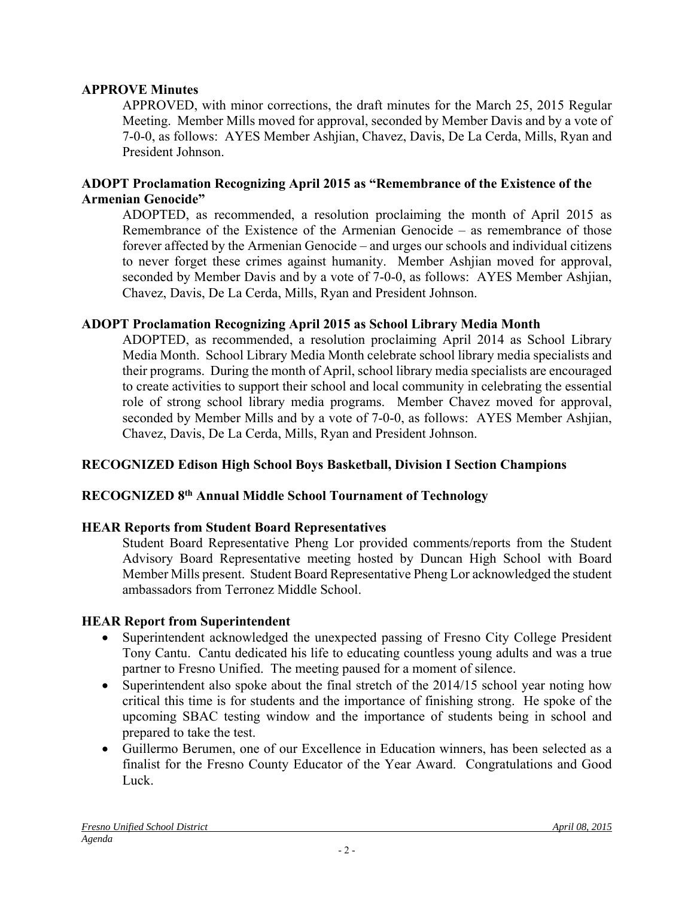**APPROVE Minutes**

APPROVED, with minor corrections, the draft minutes for the March 25, 2015 Regular Meeting. Member Mills moved for approval, seconded by Member Davis and by a vote of 7-0-0, as follows: AYES Member Ashjian, Chavez, Davis, De La Cerda, Mills, Ryan and President Johnson.

**ADOPT Proclamation Recognizing April 2015 as "Remembrance of the Existence of the Armenian Genocide"**

ADOPTED, as recommended, a resolution proclaiming the month of April 2015 as Remembrance of the Existence of the Armenian Genocide – as remembrance of those forever affected by the Armenian Genocide – and urges our schools and individual citizens to never forget these crimes against humanity. Member Ashjian moved for approval, seconded by Member Davis and by a vote of 7-0-0, as follows: AYES Member Ashjian, Chavez, Davis, De La Cerda, Mills, Ryan and President Johnson.

**ADOPT Proclamation Recognizing April 2015 as School Library Media Month**

ADOPTED, as recommended, a resolution proclaiming April 2014 as School Library Media Month. School Library Media Month celebrate school library media specialists and their programs. During the month of April, school library media specialists are encouraged to create activities to support their school and local community in celebrating the essential role of strong school library media programs. Member Chavez moved for approval, seconded by Member Mills and by a vote of 7-0-0, as follows: AYES Member Ashjian, Chavez, Davis, De La Cerda, Mills, Ryan and President Johnson.

**RECOGNIZED Edison High School Boys Basketball, Division I Section Champions**

**RECOGNIZED 8th Annual Middle School Tournament of Technology**

**HEAR Reports from Student Board Representatives**

Student Board Representative Pheng Lor provided comments/reports from the Student Advisory Board Representative meeting hosted by Duncan High School with Board Member Mills present. Student Board Representative Pheng Lor acknowledged the student ambassadors from Terronez Middle School.

**HEAR Report from Superintendent**

- Superintendent acknowledged the unexpected passing of Fresno City College President Tony Cantu. Cantu dedicated his life to educating countless young adults and was a true partner to Fresno Unified. The meeting paused for a moment of silence.
- Superintendent also spoke about the final stretch of the 2014/15 school year noting how critical this time is for students and the importance of finishing strong. He spoke of the upcoming SBAC testing window and the importance of students being in school and prepared to take the test.
- Guillermo Berumen, one of our Excellence in Education winners, has been selected as a finalist for the Fresno County Educator of the Year Award. Congratulations and Good Luck.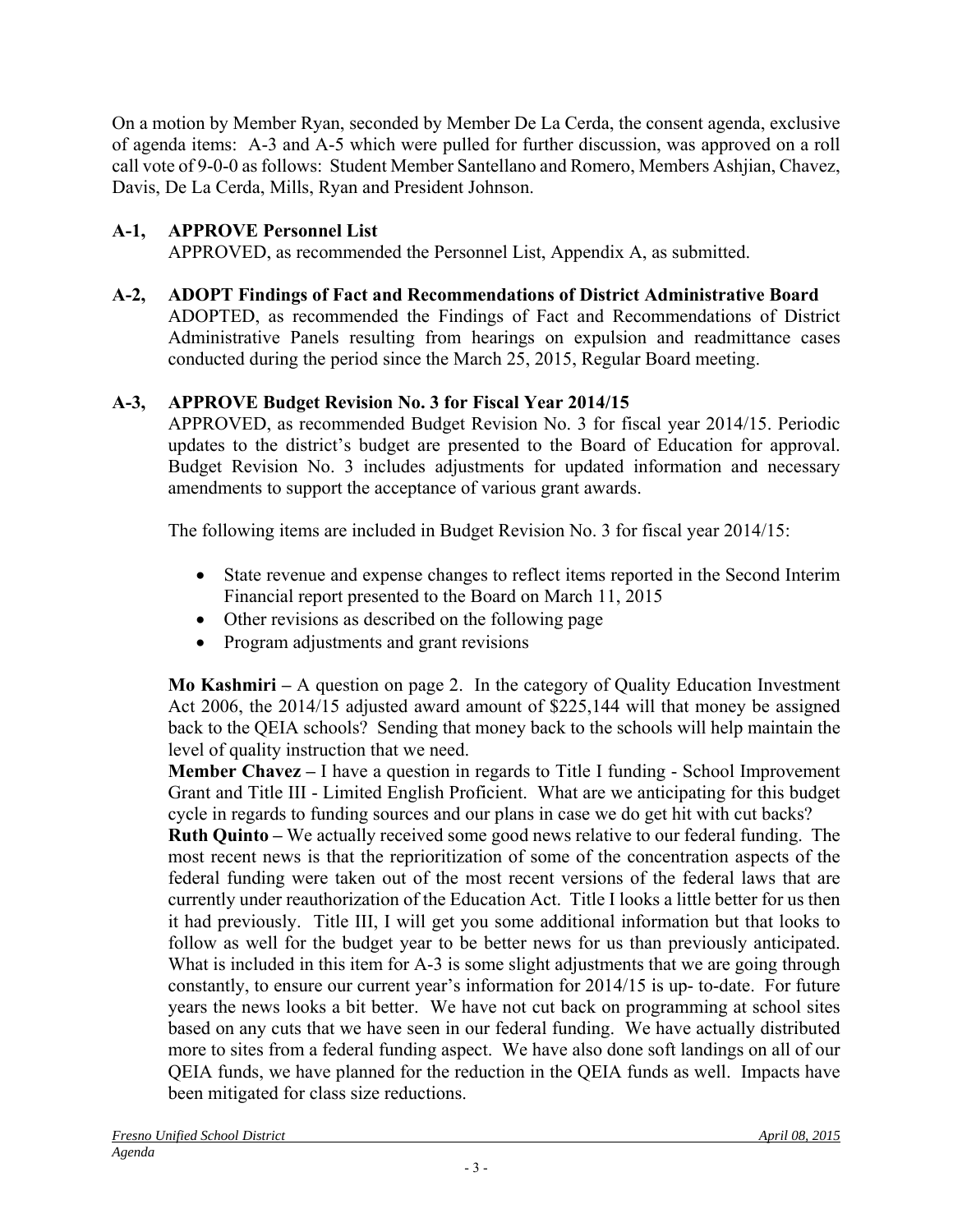On a motion by Member Ryan, seconded by Member De La Cerda, the consent agenda, exclusive of agenda items: A-3 and A-5 which were pulled for further discussion, was approved on a roll call vote of 9-0-0 as follows: Student Member Santellano and Romero, Members Ashjian, Chavez, Davis, De La Cerda, Mills, Ryan and President Johnson.

**A-1, APPROVE Personnel List**

APPROVED, as recommended the Personnel List, Appendix A, as submitted.

**A-2, ADOPT Findings of Fact and Recommendations of District Administrative Board**

ADOPTED, as recommended the Findings of Fact and Recommendations of District Administrative Panels resulting from hearings on expulsion and readmittance cases conducted during the period since the March 25, 2015, Regular Board meeting.

**A-3, APPROVE Budget Revision No. 3 for Fiscal Year 2014/15**

APPROVED, as recommended Budget Revision No. 3 for fiscal year 2014/15. Periodic updates to the district's budget are presented to the Board of Education for approval. Budget Revision No. 3 includes adjustments for updated information and necessary amendments to support the acceptance of various grant awards.

The following items are included in Budget Revision No. 3 for fiscal year 2014/15:

- State revenue and expense changes to reflect items reported in the Second Interim Financial report presented to the Board on March 11, 2015
- Other revisions as described on the following page
- Program adjustments and grant revisions

**Mo Kashmiri –** A question on page 2. In the category of Quality Education Investment Act 2006, the 2014/15 adjusted award amount of $225,144 will that money be assigned back to the QEIA schools? Sending that money back to the schools will help maintain the level of quality instruction that we need.

**Member Chavez –** I have a question in regards to Title I funding - School Improvement Grant and Title III - Limited English Proficient. What are we anticipating for this budget cycle in regards to funding sources and our plans in case we do get hit with cut backs?

**Ruth Quinto –** We actually received some good news relative to our federal funding. The most recent news is that the reprioritization of some of the concentration aspects of the federal funding were taken out of the most recent versions of the federal laws that are currently under reauthorization of the Education Act. Title I looks a little better for us then it had previously. Title III, I will get you some additional information but that looks to follow as well for the budget year to be better news for us than previously anticipated. What is included in this item for A-3 is some slight adjustments that we are going through constantly, to ensure our current year's information for 2014/15 is up- to-date. For future years the news looks a bit better. We have not cut back on programming at school sites based on any cuts that we have seen in our federal funding. We have actually distributed more to sites from a federal funding aspect. We have also done soft landings on all of our QEIA funds, we have planned for the reduction in the QEIA funds as well. Impacts have been mitigated for class size reductions.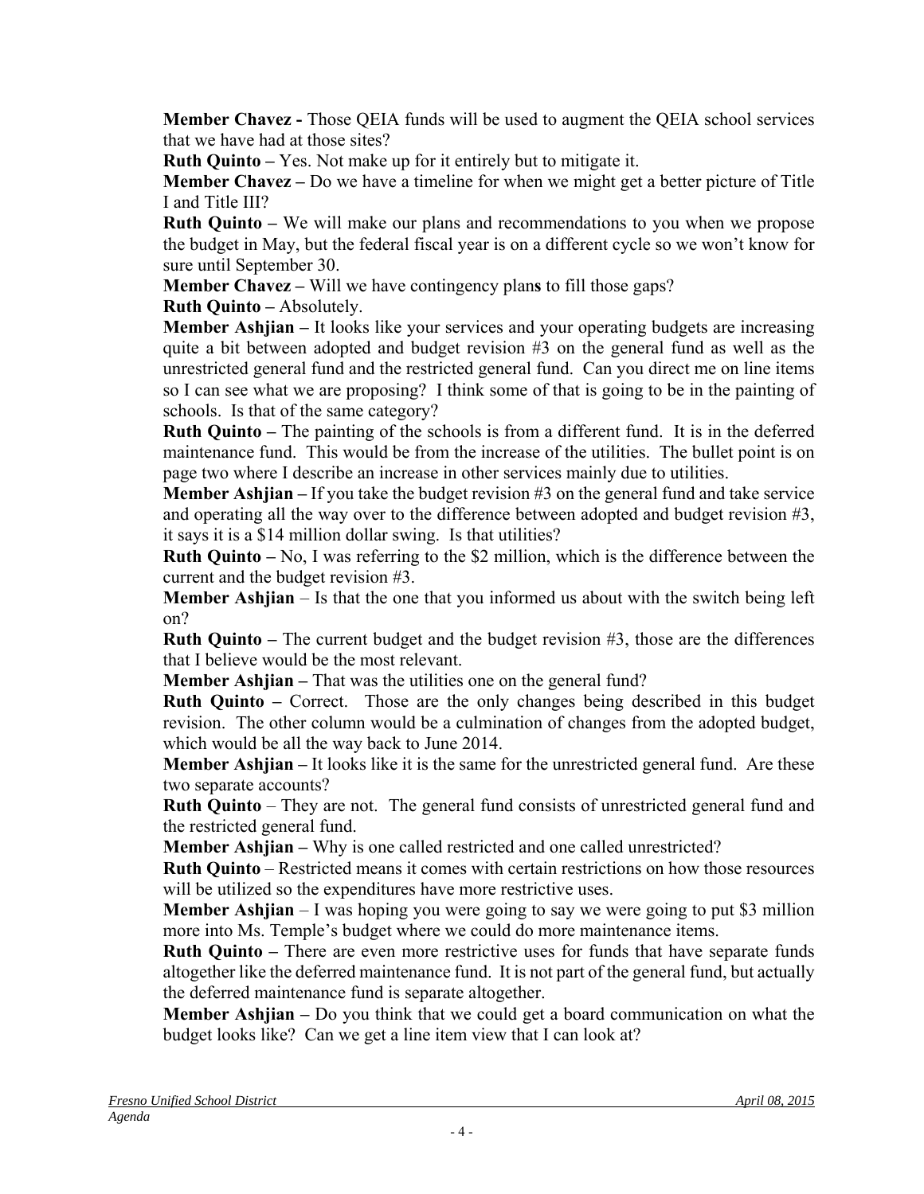**Member Chavez -** Those QEIA funds will be used to augment the QEIA school services that we have had at those sites?

**Ruth Quinto –** Yes. Not make up for it entirely but to mitigate it.

**Member Chavez –** Do we have a timeline for when we might get a better picture of Title I and Title III?

**Ruth Quinto –** We will make our plans and recommendations to you when we propose the budget in May, but the federal fiscal year is on a different cycle so we won't know for sure until September 30.

**Member Chavez –** Will we have contingency plans to fill those gaps?

**Ruth Quinto –** Absolutely.

**Member Ashjian –** It looks like your services and your operating budgets are increasing quite a bit between adopted and budget revision #3 on the general fund as well as the unrestricted general fund and the restricted general fund. Can you direct me on line items so I can see what we are proposing? I think some of that is going to be in the painting of schools. Is that of the same category?

**Ruth Quinto –** The painting of the schools is from a different fund. It is in the deferred maintenance fund. This would be from the increase of the utilities. The bullet point is on page two where I describe an increase in other services mainly due to utilities.

**Member Ashjian –** If you take the budget revision #3 on the general fund and take service and operating all the way over to the difference between adopted and budget revision #3, it says it is a $14 million dollar swing. Is that utilities?

**Ruth Quinto –** No, I was referring to the $2 million, which is the difference between the current and the budget revision #3.

**Member Ashjian** – Is that the one that you informed us about with the switch being left on?

**Ruth Quinto –** The current budget and the budget revision #3, those are the differences that I believe would be the most relevant.

**Member Ashjian –** That was the utilities one on the general fund?

**Ruth Quinto –** Correct. Those are the only changes being described in this budget revision. The other column would be a culmination of changes from the adopted budget, which would be all the way back to June 2014.

**Member Ashjian –** It looks like it is the same for the unrestricted general fund. Are these two separate accounts?

**Ruth Quinto** – They are not. The general fund consists of unrestricted general fund and the restricted general fund.

**Member Ashjian –** Why is one called restricted and one called unrestricted?

**Ruth Quinto** – Restricted means it comes with certain restrictions on how those resources will be utilized so the expenditures have more restrictive uses.

**Member Ashjian** – I was hoping you were going to say we were going to put $3 million more into Ms. Temple's budget where we could do more maintenance items.

**Ruth Quinto –** There are even more restrictive uses for funds that have separate funds altogether like the deferred maintenance fund. It is not part of the general fund, but actually the deferred maintenance fund is separate altogether.

**Member Ashjian –** Do you think that we could get a board communication on what the budget looks like? Can we get a line item view that I can look at?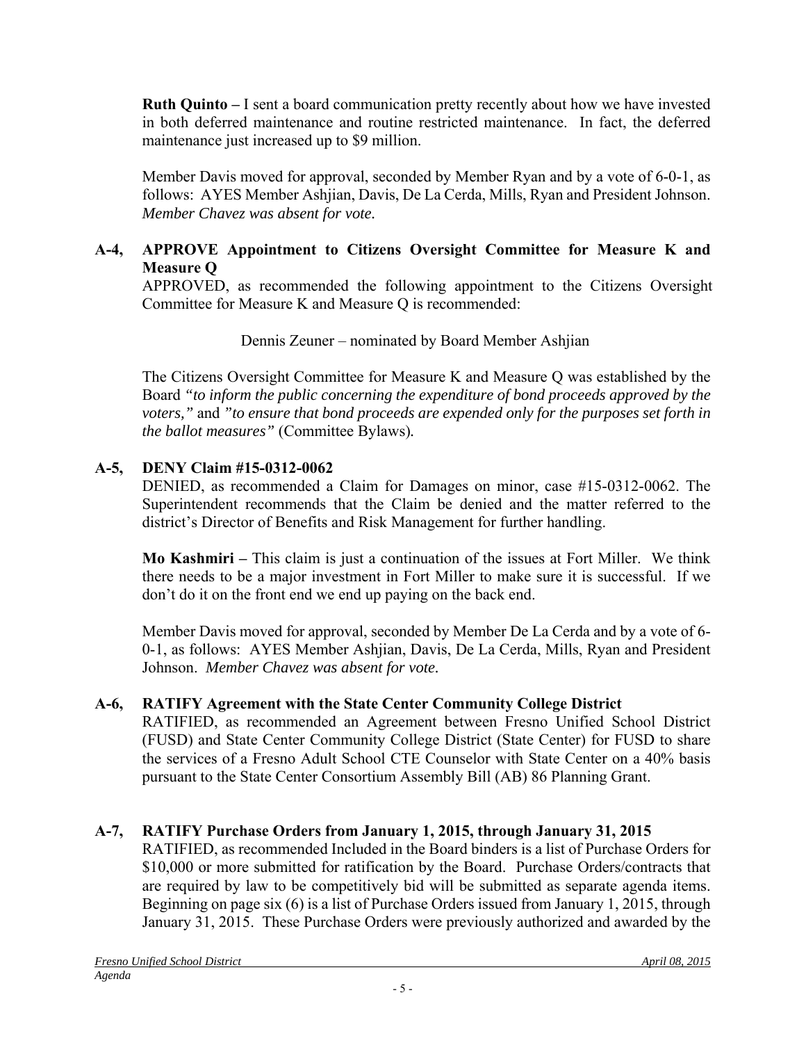**Ruth Quinto –** I sent a board communication pretty recently about how we have invested in both deferred maintenance and routine restricted maintenance. In fact, the deferred maintenance just increased up to $9 million.

Member Davis moved for approval, seconded by Member Ryan and by a vote of 6-0-1, as follows: AYES Member Ashjian, Davis, De La Cerda, Mills, Ryan and President Johnson. *Member Chavez was absent for vote.*

**A-4, APPROVE Appointment to Citizens Oversight Committee for Measure K and Measure Q**

APPROVED, as recommended the following appointment to the Citizens Oversight Committee for Measure K and Measure Q is recommended:

Dennis Zeuner – nominated by Board Member Ashjian

The Citizens Oversight Committee for Measure K and Measure Q was established by the Board *"to inform the public concerning the expenditure of bond proceeds approved by the voters,"* and *"to ensure that bond proceeds are expended only for the purposes set forth in the ballot measures"* (Committee Bylaws).

**A-5, DENY Claim #15-0312-0062**

DENIED, as recommended a Claim for Damages on minor, case #15-0312-0062. The Superintendent recommends that the Claim be denied and the matter referred to the district's Director of Benefits and Risk Management for further handling.

**Mo Kashmiri –** This claim is just a continuation of the issues at Fort Miller. We think there needs to be a major investment in Fort Miller to make sure it is successful. If we don't do it on the front end we end up paying on the back end.

Member Davis moved for approval, seconded by Member De La Cerda and by a vote of 6-0-1, as follows: AYES Member Ashjian, Davis, De La Cerda, Mills, Ryan and President Johnson. *Member Chavez was absent for vote.*

**A-6, RATIFY Agreement with the State Center Community College District**

RATIFIED, as recommended an Agreement between Fresno Unified School District (FUSD) and State Center Community College District (State Center) for FUSD to share the services of a Fresno Adult School CTE Counselor with State Center on a 40% basis pursuant to the State Center Consortium Assembly Bill (AB) 86 Planning Grant.

**A-7, RATIFY Purchase Orders from January 1, 2015, through January 31, 2015**

RATIFIED, as recommended Included in the Board binders is a list of Purchase Orders for $10,000 or more submitted for ratification by the Board. Purchase Orders/contracts that are required by law to be competitively bid will be submitted as separate agenda items. Beginning on page six (6) is a list of Purchase Orders issued from January 1, 2015, through January 31, 2015. These Purchase Orders were previously authorized and awarded by the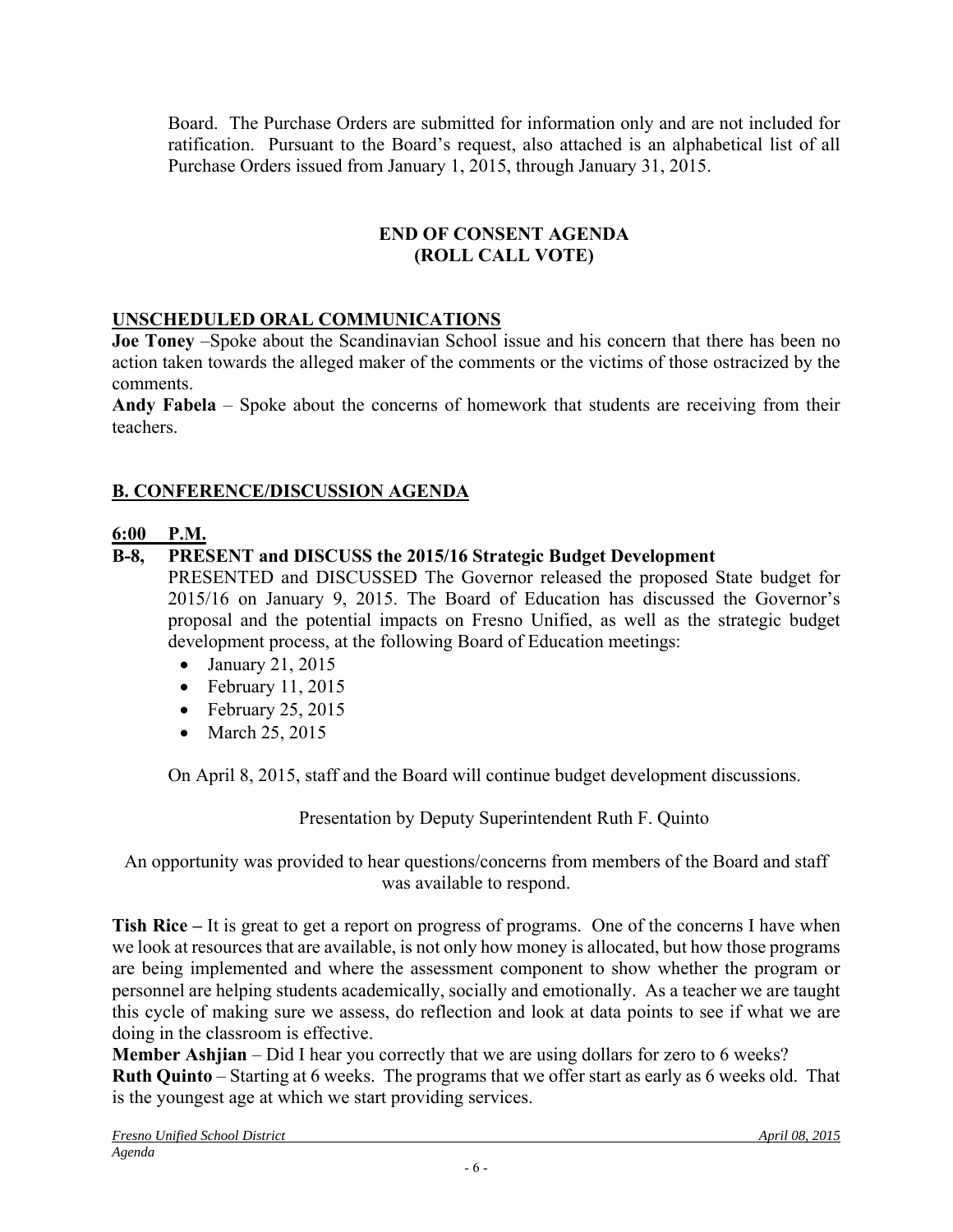Board. The Purchase Orders are submitted for information only and are not included for ratification. Pursuant to the Board's request, also attached is an alphabetical list of all Purchase Orders issued from January 1, 2015, through January 31, 2015.

**END OF CONSENT AGENDA**
**(ROLL CALL VOTE)**

## UNSCHEDULED ORAL COMMUNICATIONS

**Joe Toney** –Spoke about the Scandinavian School issue and his concern that there has been no action taken towards the alleged maker of the comments or the victims of those ostracized by the comments.

**Andy Fabela** – Spoke about the concerns of homework that students are receiving from their teachers.

## B. CONFERENCE/DISCUSSION AGENDA

### 6:00 P.M.

### B-8, PRESENT and DISCUSS the 2015/16 Strategic Budget Development

PRESENTED and DISCUSSED The Governor released the proposed State budget for 2015/16 on January 9, 2015. The Board of Education has discussed the Governor's proposal and the potential impacts on Fresno Unified, as well as the strategic budget development process, at the following Board of Education meetings:

- January 21, 2015
- February 11, 2015
- February 25, 2015
- March 25, 2015

On April 8, 2015, staff and the Board will continue budget development discussions.

Presentation by Deputy Superintendent Ruth F. Quinto

An opportunity was provided to hear questions/concerns from members of the Board and staff was available to respond.

**Tish Rice –** It is great to get a report on progress of programs. One of the concerns I have when we look at resources that are available, is not only how money is allocated, but how those programs are being implemented and where the assessment component to show whether the program or personnel are helping students academically, socially and emotionally. As a teacher we are taught this cycle of making sure we assess, do reflection and look at data points to see if what we are doing in the classroom is effective.

**Member Ashjian** – Did I hear you correctly that we are using dollars for zero to 6 weeks?

**Ruth Quinto** – Starting at 6 weeks. The programs that we offer start as early as 6 weeks old. That is the youngest age at which we start providing services.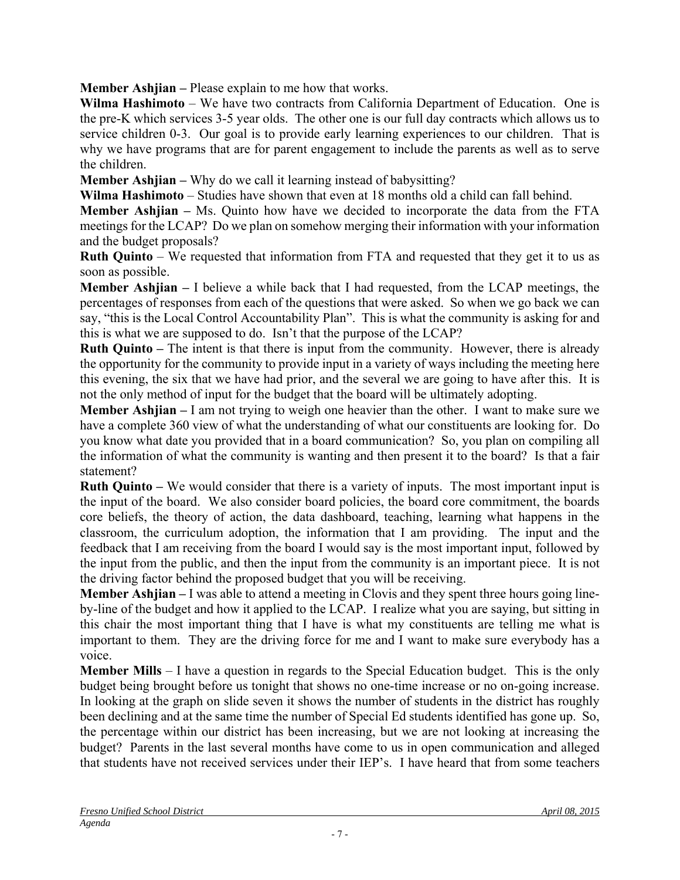**Member Ashjian –** Please explain to me how that works.

**Wilma Hashimoto** – We have two contracts from California Department of Education. One is the pre-K which services 3-5 year olds. The other one is our full day contracts which allows us to service children 0-3. Our goal is to provide early learning experiences to our children. That is why we have programs that are for parent engagement to include the parents as well as to serve the children.

**Member Ashjian –** Why do we call it learning instead of babysitting?

**Wilma Hashimoto** – Studies have shown that even at 18 months old a child can fall behind.

**Member Ashjian –** Ms. Quinto how have we decided to incorporate the data from the FTA meetings for the LCAP? Do we plan on somehow merging their information with your information and the budget proposals?

**Ruth Quinto** – We requested that information from FTA and requested that they get it to us as soon as possible.

**Member Ashjian –** I believe a while back that I had requested, from the LCAP meetings, the percentages of responses from each of the questions that were asked. So when we go back we can say, "this is the Local Control Accountability Plan". This is what the community is asking for and this is what we are supposed to do. Isn't that the purpose of the LCAP?

**Ruth Quinto –** The intent is that there is input from the community. However, there is already the opportunity for the community to provide input in a variety of ways including the meeting here this evening, the six that we have had prior, and the several we are going to have after this. It is not the only method of input for the budget that the board will be ultimately adopting.

**Member Ashjian –** I am not trying to weigh one heavier than the other. I want to make sure we have a complete 360 view of what the understanding of what our constituents are looking for. Do you know what date you provided that in a board communication? So, you plan on compiling all the information of what the community is wanting and then present it to the board? Is that a fair statement?

**Ruth Quinto –** We would consider that there is a variety of inputs. The most important input is the input of the board. We also consider board policies, the board core commitment, the boards core beliefs, the theory of action, the data dashboard, teaching, learning what happens in the classroom, the curriculum adoption, the information that I am providing. The input and the feedback that I am receiving from the board I would say is the most important input, followed by the input from the public, and then the input from the community is an important piece. It is not the driving factor behind the proposed budget that you will be receiving.

**Member Ashjian –** I was able to attend a meeting in Clovis and they spent three hours going line-by-line of the budget and how it applied to the LCAP. I realize what you are saying, but sitting in this chair the most important thing that I have is what my constituents are telling me what is important to them. They are the driving force for me and I want to make sure everybody has a voice.

**Member Mills** – I have a question in regards to the Special Education budget. This is the only budget being brought before us tonight that shows no one-time increase or no on-going increase. In looking at the graph on slide seven it shows the number of students in the district has roughly been declining and at the same time the number of Special Ed students identified has gone up. So, the percentage within our district has been increasing, but we are not looking at increasing the budget? Parents in the last several months have come to us in open communication and alleged that students have not received services under their IEP's. I have heard that from some teachers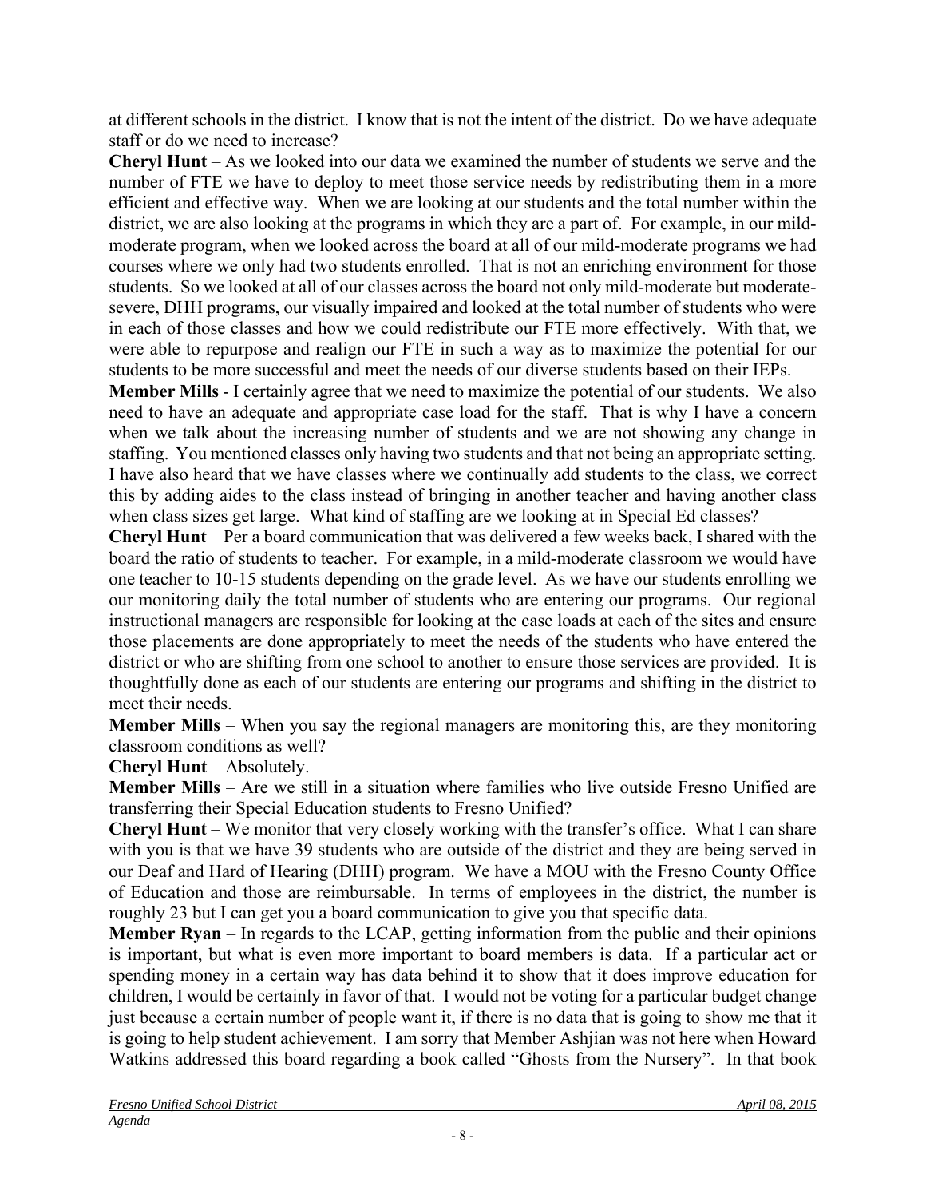at different schools in the district. I know that is not the intent of the district. Do we have adequate staff or do we need to increase?

**Cheryl Hunt** – As we looked into our data we examined the number of students we serve and the number of FTE we have to deploy to meet those service needs by redistributing them in a more efficient and effective way. When we are looking at our students and the total number within the district, we are also looking at the programs in which they are a part of. For example, in our mild-moderate program, when we looked across the board at all of our mild-moderate programs we had courses where we only had two students enrolled. That is not an enriching environment for those students. So we looked at all of our classes across the board not only mild-moderate but moderate-severe, DHH programs, our visually impaired and looked at the total number of students who were in each of those classes and how we could redistribute our FTE more effectively. With that, we were able to repurpose and realign our FTE in such a way as to maximize the potential for our students to be more successful and meet the needs of our diverse students based on their IEPs.

**Member Mills** - I certainly agree that we need to maximize the potential of our students. We also need to have an adequate and appropriate case load for the staff. That is why I have a concern when we talk about the increasing number of students and we are not showing any change in staffing. You mentioned classes only having two students and that not being an appropriate setting. I have also heard that we have classes where we continually add students to the class, we correct this by adding aides to the class instead of bringing in another teacher and having another class when class sizes get large. What kind of staffing are we looking at in Special Ed classes?

**Cheryl Hunt** – Per a board communication that was delivered a few weeks back, I shared with the board the ratio of students to teacher. For example, in a mild-moderate classroom we would have one teacher to 10-15 students depending on the grade level. As we have our students enrolling we our monitoring daily the total number of students who are entering our programs. Our regional instructional managers are responsible for looking at the case loads at each of the sites and ensure those placements are done appropriately to meet the needs of the students who have entered the district or who are shifting from one school to another to ensure those services are provided. It is thoughtfully done as each of our students are entering our programs and shifting in the district to meet their needs.

**Member Mills** – When you say the regional managers are monitoring this, are they monitoring classroom conditions as well?

**Cheryl Hunt** – Absolutely.

**Member Mills** – Are we still in a situation where families who live outside Fresno Unified are transferring their Special Education students to Fresno Unified?

**Cheryl Hunt** – We monitor that very closely working with the transfer's office. What I can share with you is that we have 39 students who are outside of the district and they are being served in our Deaf and Hard of Hearing (DHH) program. We have a MOU with the Fresno County Office of Education and those are reimbursable. In terms of employees in the district, the number is roughly 23 but I can get you a board communication to give you that specific data.

**Member Ryan** – In regards to the LCAP, getting information from the public and their opinions is important, but what is even more important to board members is data. If a particular act or spending money in a certain way has data behind it to show that it does improve education for children, I would be certainly in favor of that. I would not be voting for a particular budget change just because a certain number of people want it, if there is no data that is going to show me that it is going to help student achievement. I am sorry that Member Ashjian was not here when Howard Watkins addressed this board regarding a book called "Ghosts from the Nursery". In that book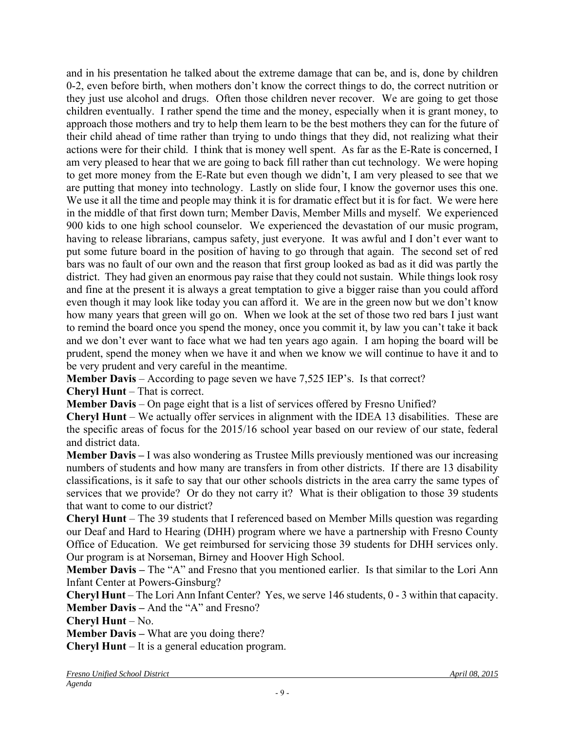and in his presentation he talked about the extreme damage that can be, and is, done by children 0-2, even before birth, when mothers don't know the correct things to do, the correct nutrition or they just use alcohol and drugs. Often those children never recover. We are going to get those children eventually. I rather spend the time and the money, especially when it is grant money, to approach those mothers and try to help them learn to be the best mothers they can for the future of their child ahead of time rather than trying to undo things that they did, not realizing what their actions were for their child. I think that is money well spent. As far as the E-Rate is concerned, I am very pleased to hear that we are going to back fill rather than cut technology. We were hoping to get more money from the E-Rate but even though we didn't, I am very pleased to see that we are putting that money into technology. Lastly on slide four, I know the governor uses this one. We use it all the time and people may think it is for dramatic effect but it is for fact. We were here in the middle of that first down turn; Member Davis, Member Mills and myself. We experienced 900 kids to one high school counselor. We experienced the devastation of our music program, having to release librarians, campus safety, just everyone. It was awful and I don't ever want to put some future board in the position of having to go through that again. The second set of red bars was no fault of our own and the reason that first group looked as bad as it did was partly the district. They had given an enormous pay raise that they could not sustain. While things look rosy and fine at the present it is always a great temptation to give a bigger raise than you could afford even though it may look like today you can afford it. We are in the green now but we don't know how many years that green will go on. When we look at the set of those two red bars I just want to remind the board once you spend the money, once you commit it, by law you can't take it back and we don't ever want to face what we had ten years ago again. I am hoping the board will be prudent, spend the money when we have it and when we know we will continue to have it and to be very prudent and very careful in the meantime.

**Member Davis** – According to page seven we have 7,525 IEP's. Is that correct?

**Cheryl Hunt** – That is correct.

**Member Davis** – On page eight that is a list of services offered by Fresno Unified?

**Cheryl Hunt** – We actually offer services in alignment with the IDEA 13 disabilities. These are the specific areas of focus for the 2015/16 school year based on our review of our state, federal and district data.

**Member Davis –** I was also wondering as Trustee Mills previously mentioned was our increasing numbers of students and how many are transfers in from other districts. If there are 13 disability classifications, is it safe to say that our other schools districts in the area carry the same types of services that we provide? Or do they not carry it? What is their obligation to those 39 students that want to come to our district?

**Cheryl Hunt** – The 39 students that I referenced based on Member Mills question was regarding our Deaf and Hard to Hearing (DHH) program where we have a partnership with Fresno County Office of Education. We get reimbursed for servicing those 39 students for DHH services only. Our program is at Norseman, Birney and Hoover High School.

**Member Davis –** The "A" and Fresno that you mentioned earlier. Is that similar to the Lori Ann Infant Center at Powers-Ginsburg?

**Cheryl Hunt** – The Lori Ann Infant Center? Yes, we serve 146 students, 0 - 3 within that capacity.

**Member Davis –** And the "A" and Fresno?

**Cheryl Hunt** – No.

**Member Davis –** What are you doing there?

**Cheryl Hunt** – It is a general education program.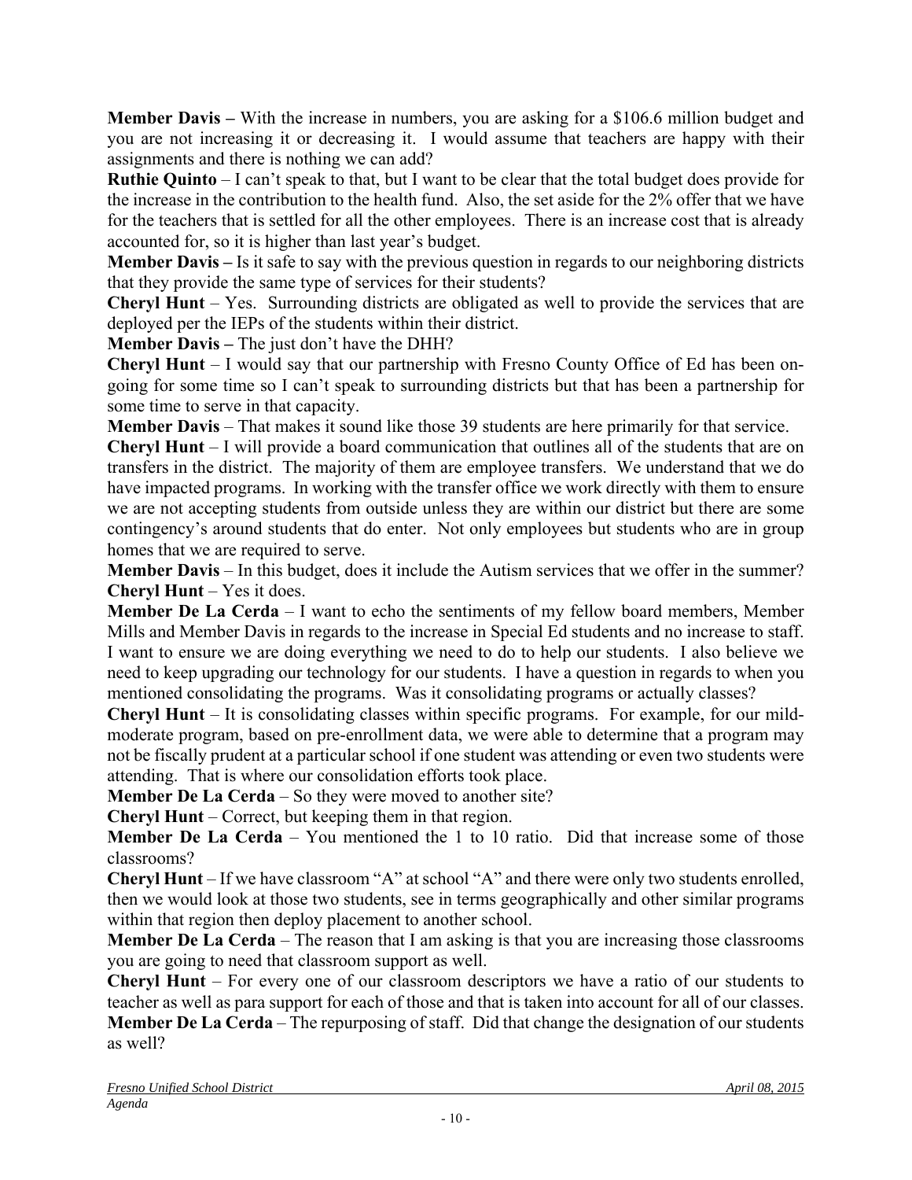**Member Davis –** With the increase in numbers, you are asking for a $106.6 million budget and you are not increasing it or decreasing it. I would assume that teachers are happy with their assignments and there is nothing we can add?

**Ruthie Quinto** – I can't speak to that, but I want to be clear that the total budget does provide for the increase in the contribution to the health fund. Also, the set aside for the 2% offer that we have for the teachers that is settled for all the other employees. There is an increase cost that is already accounted for, so it is higher than last year's budget.

**Member Davis –** Is it safe to say with the previous question in regards to our neighboring districts that they provide the same type of services for their students?

**Cheryl Hunt** – Yes. Surrounding districts are obligated as well to provide the services that are deployed per the IEPs of the students within their district.

**Member Davis –** The just don't have the DHH?

**Cheryl Hunt** – I would say that our partnership with Fresno County Office of Ed has been on-going for some time so I can't speak to surrounding districts but that has been a partnership for some time to serve in that capacity.

**Member Davis** – That makes it sound like those 39 students are here primarily for that service.

**Cheryl Hunt** – I will provide a board communication that outlines all of the students that are on transfers in the district. The majority of them are employee transfers. We understand that we do have impacted programs. In working with the transfer office we work directly with them to ensure we are not accepting students from outside unless they are within our district but there are some contingency's around students that do enter. Not only employees but students who are in group homes that we are required to serve.

**Member Davis** – In this budget, does it include the Autism services that we offer in the summer?

**Cheryl Hunt** – Yes it does.

**Member De La Cerda** – I want to echo the sentiments of my fellow board members, Member Mills and Member Davis in regards to the increase in Special Ed students and no increase to staff. I want to ensure we are doing everything we need to do to help our students. I also believe we need to keep upgrading our technology for our students. I have a question in regards to when you mentioned consolidating the programs. Was it consolidating programs or actually classes?

**Cheryl Hunt** – It is consolidating classes within specific programs. For example, for our mild-moderate program, based on pre-enrollment data, we were able to determine that a program may not be fiscally prudent at a particular school if one student was attending or even two students were attending. That is where our consolidation efforts took place.

**Member De La Cerda** – So they were moved to another site?

**Cheryl Hunt** – Correct, but keeping them in that region.

**Member De La Cerda** – You mentioned the 1 to 10 ratio. Did that increase some of those classrooms?

**Cheryl Hunt** – If we have classroom "A" at school "A" and there were only two students enrolled, then we would look at those two students, see in terms geographically and other similar programs within that region then deploy placement to another school.

**Member De La Cerda** – The reason that I am asking is that you are increasing those classrooms you are going to need that classroom support as well.

**Cheryl Hunt** – For every one of our classroom descriptors we have a ratio of our students to teacher as well as para support for each of those and that is taken into account for all of our classes.

**Member De La Cerda** – The repurposing of staff. Did that change the designation of our students as well?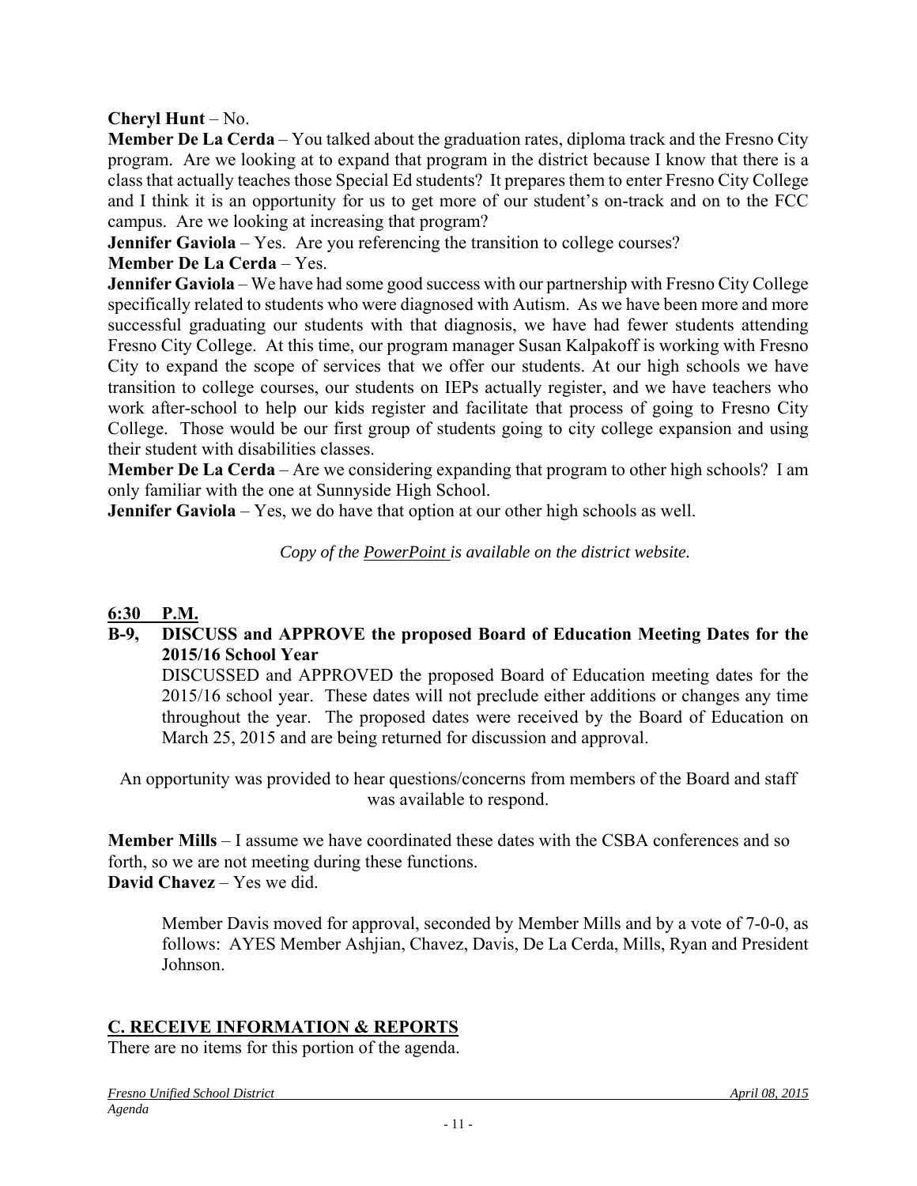**Cheryl Hunt** – No.

**Member De La Cerda** – You talked about the graduation rates, diploma track and the Fresno City program. Are we looking at to expand that program in the district because I know that there is a class that actually teaches those Special Ed students? It prepares them to enter Fresno City College and I think it is an opportunity for us to get more of our student's on-track and on to the FCC campus. Are we looking at increasing that program?

**Jennifer Gaviola** – Yes. Are you referencing the transition to college courses?

**Member De La Cerda** – Yes.

**Jennifer Gaviola** – We have had some good success with our partnership with Fresno City College specifically related to students who were diagnosed with Autism. As we have been more and more successful graduating our students with that diagnosis, we have had fewer students attending Fresno City College. At this time, our program manager Susan Kalpakoff is working with Fresno City to expand the scope of services that we offer our students. At our high schools we have transition to college courses, our students on IEPs actually register, and we have teachers who work after-school to help our kids register and facilitate that process of going to Fresno City College. Those would be our first group of students going to city college expansion and using their student with disabilities classes.

**Member De La Cerda** – Are we considering expanding that program to other high schools? I am only familiar with the one at Sunnyside High School.

**Jennifer Gaviola** – Yes, we do have that option at our other high schools as well.

*Copy of the PowerPoint is available on the district website.*

**6:30 P.M.**

**B-9, DISCUSS and APPROVE the proposed Board of Education Meeting Dates for the 2015/16 School Year**

DISCUSSED and APPROVED the proposed Board of Education meeting dates for the 2015/16 school year. These dates will not preclude either additions or changes any time throughout the year. The proposed dates were received by the Board of Education on March 25, 2015 and are being returned for discussion and approval.

An opportunity was provided to hear questions/concerns from members of the Board and staff was available to respond.

**Member Mills** – I assume we have coordinated these dates with the CSBA conferences and so forth, so we are not meeting during these functions.

**David Chavez** – Yes we did.

Member Davis moved for approval, seconded by Member Mills and by a vote of 7-0-0, as follows: AYES Member Ashjian, Chavez, Davis, De La Cerda, Mills, Ryan and President Johnson.

## C. RECEIVE INFORMATION & REPORTS

There are no items for this portion of the agenda.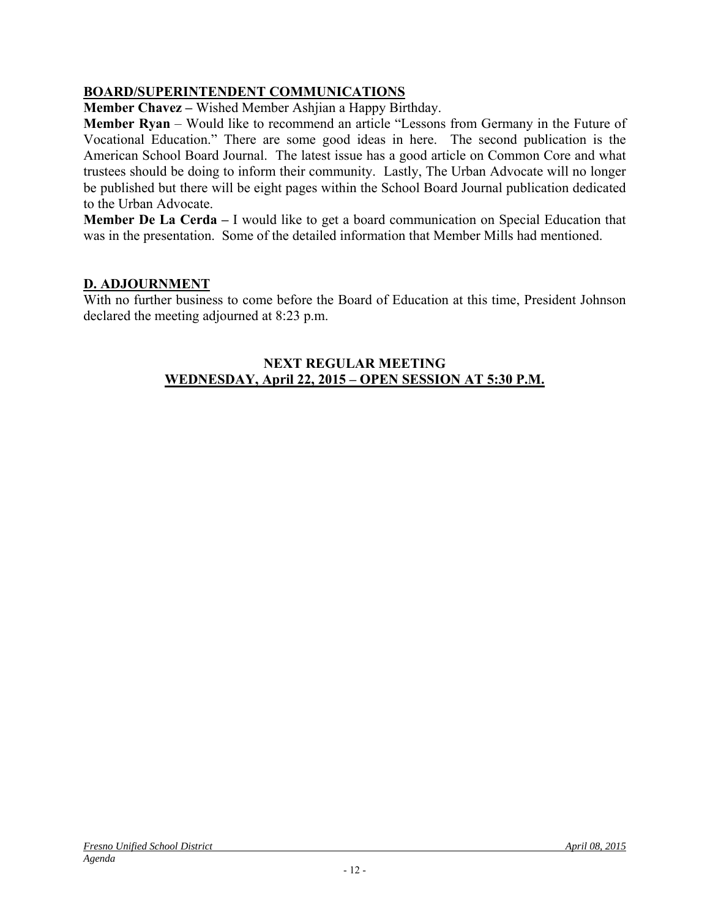## BOARD/SUPERINTENDENT COMMUNICATIONS

**Member Chavez –** Wished Member Ashjian a Happy Birthday.

**Member Ryan** – Would like to recommend an article "Lessons from Germany in the Future of Vocational Education." There are some good ideas in here. The second publication is the American School Board Journal. The latest issue has a good article on Common Core and what trustees should be doing to inform their community. Lastly, The Urban Advocate will no longer be published but there will be eight pages within the School Board Journal publication dedicated to the Urban Advocate.

**Member De La Cerda –** I would like to get a board communication on Special Education that was in the presentation. Some of the detailed information that Member Mills had mentioned.

## D. ADJOURNMENT

With no further business to come before the Board of Education at this time, President Johnson declared the meeting adjourned at 8:23 p.m.

**NEXT REGULAR MEETING**

**WEDNESDAY, April 22, 2015 – OPEN SESSION AT 5:30 P.M.**